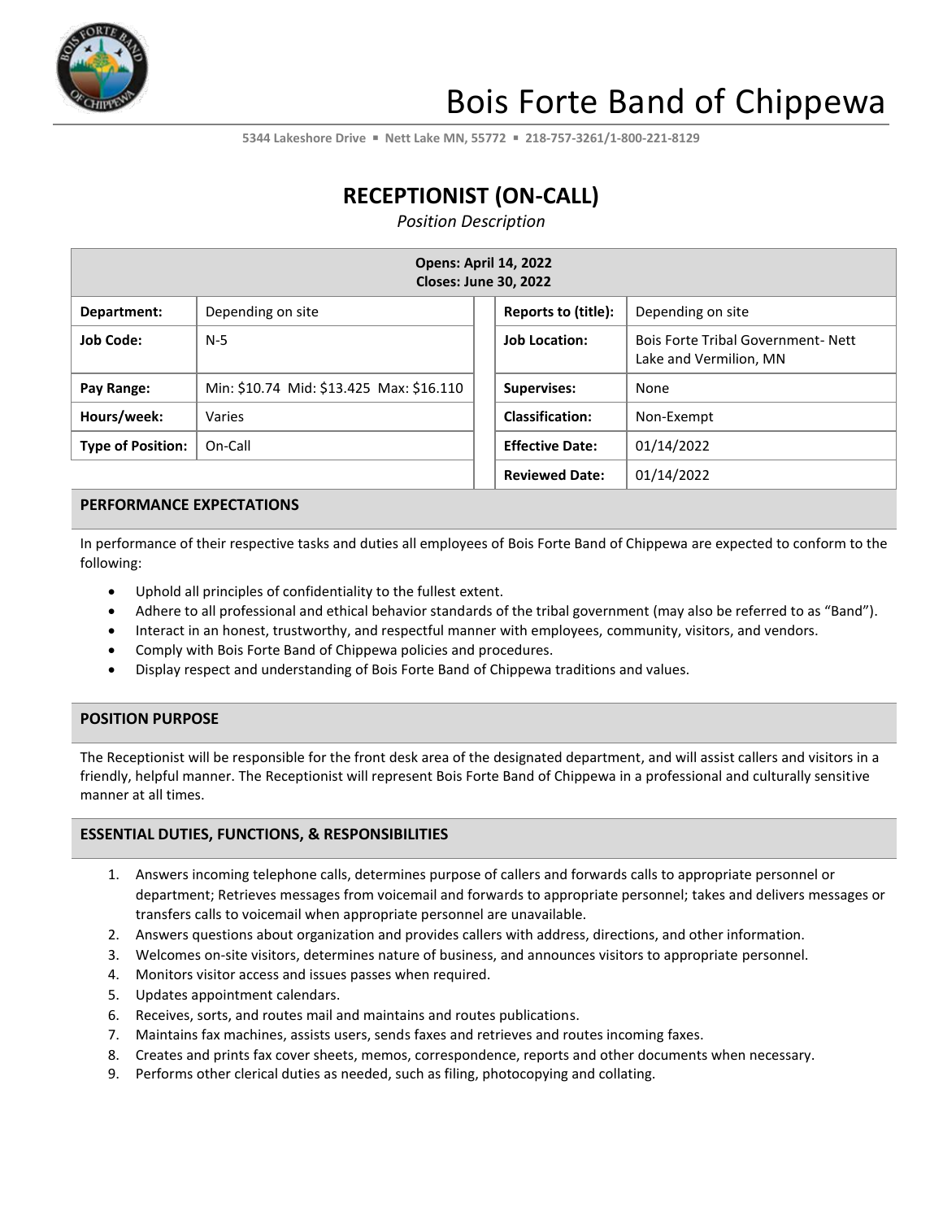# Bois Forte Band of Chippewa

5344 Lakeshore Drive ▪ Nett Lake MN, 55772 ▪ 218-757-3261/1-800-221-8129

## RECEPTIONIST (ON-CALL)

*Position Description*

| **Opens: April 14, 2022**<br>**Closes: June 30, 2022** | | | |
|---|---|---|---|
| **Department:** | Depending on site | **Reports to (title):** | Depending on site |
| **Job Code:** | N-5 | **Job Location:** | Bois Forte Tribal Government- Nett Lake and Vermilion, MN |
| **Pay Range:** | Min: $10.74 Mid: $13.425 Max: $16.110 | **Supervises:** | None |
| **Hours/week:** | Varies | **Classification:** | Non-Exempt |
| **Type of Position:** | On-Call | **Effective Date:** | 01/14/2022 |
| | | **Reviewed Date:** | 01/14/2022 |

### PERFORMANCE EXPECTATIONS

In performance of their respective tasks and duties all employees of Bois Forte Band of Chippewa are expected to conform to the following:

- Uphold all principles of confidentiality to the fullest extent.
- Adhere to all professional and ethical behavior standards of the tribal government (may also be referred to as "Band").
- Interact in an honest, trustworthy, and respectful manner with employees, community, visitors, and vendors.
- Comply with Bois Forte Band of Chippewa policies and procedures.
- Display respect and understanding of Bois Forte Band of Chippewa traditions and values.

### POSITION PURPOSE

The Receptionist will be responsible for the front desk area of the designated department, and will assist callers and visitors in a friendly, helpful manner. The Receptionist will represent Bois Forte Band of Chippewa in a professional and culturally sensitive manner at all times.

### ESSENTIAL DUTIES, FUNCTIONS, & RESPONSIBILITIES

1. Answers incoming telephone calls, determines purpose of callers and forwards calls to appropriate personnel or department; Retrieves messages from voicemail and forwards to appropriate personnel; takes and delivers messages or transfers calls to voicemail when appropriate personnel are unavailable.
2. Answers questions about organization and provides callers with address, directions, and other information.
3. Welcomes on-site visitors, determines nature of business, and announces visitors to appropriate personnel.
4. Monitors visitor access and issues passes when required.
5. Updates appointment calendars.
6. Receives, sorts, and routes mail and maintains and routes publications.
7. Maintains fax machines, assists users, sends faxes and retrieves and routes incoming faxes.
8. Creates and prints fax cover sheets, memos, correspondence, reports and other documents when necessary.
9. Performs other clerical duties as needed, such as filing, photocopying and collating.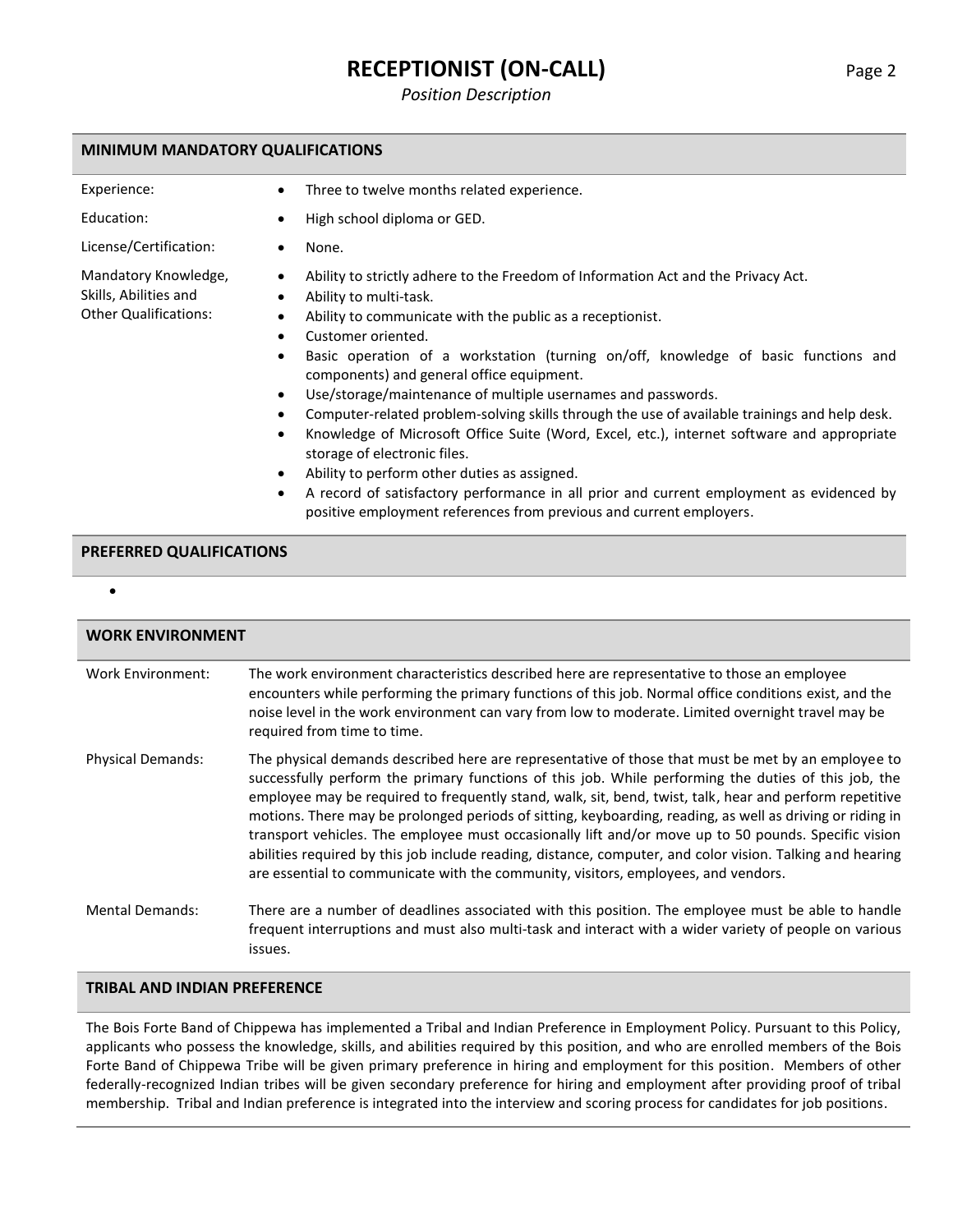# RECEPTIONIST (ON-CALL)

*Position Description*

## MINIMUM MANDATORY QUALIFICATIONS

**Experience:**
- Three to twelve months related experience.

**Education:**
- High school diploma or GED.

**License/Certification:**
- None.

**Mandatory Knowledge, Skills, Abilities and Other Qualifications:**
- Ability to strictly adhere to the Freedom of Information Act and the Privacy Act.
- Ability to multi-task.
- Ability to communicate with the public as a receptionist.
- Customer oriented.
- Basic operation of a workstation (turning on/off, knowledge of basic functions and components) and general office equipment.
- Use/storage/maintenance of multiple usernames and passwords.
- Computer-related problem-solving skills through the use of available trainings and help desk.
- Knowledge of Microsoft Office Suite (Word, Excel, etc.), internet software and appropriate storage of electronic files.
- Ability to perform other duties as assigned.
- A record of satisfactory performance in all prior and current employment as evidenced by positive employment references from previous and current employers.

## PREFERRED QUALIFICATIONS

- 

## WORK ENVIRONMENT

**Work Environment:** The work environment characteristics described here are representative to those an employee encounters while performing the primary functions of this job. Normal office conditions exist, and the noise level in the work environment can vary from low to moderate. Limited overnight travel may be required from time to time.

**Physical Demands:** The physical demands described here are representative of those that must be met by an employee to successfully perform the primary functions of this job. While performing the duties of this job, the employee may be required to frequently stand, walk, sit, bend, twist, talk, hear and perform repetitive motions. There may be prolonged periods of sitting, keyboarding, reading, as well as driving or riding in transport vehicles. The employee must occasionally lift and/or move up to 50 pounds. Specific vision abilities required by this job include reading, distance, computer, and color vision. Talking and hearing are essential to communicate with the community, visitors, employees, and vendors.

**Mental Demands:** There are a number of deadlines associated with this position. The employee must be able to handle frequent interruptions and must also multi-task and interact with a wider variety of people on various issues.

## TRIBAL AND INDIAN PREFERENCE

The Bois Forte Band of Chippewa has implemented a Tribal and Indian Preference in Employment Policy. Pursuant to this Policy, applicants who possess the knowledge, skills, and abilities required by this position, and who are enrolled members of the Bois Forte Band of Chippewa Tribe will be given primary preference in hiring and employment for this position. Members of other federally-recognized Indian tribes will be given secondary preference for hiring and employment after providing proof of tribal membership. Tribal and Indian preference is integrated into the interview and scoring process for candidates for job positions.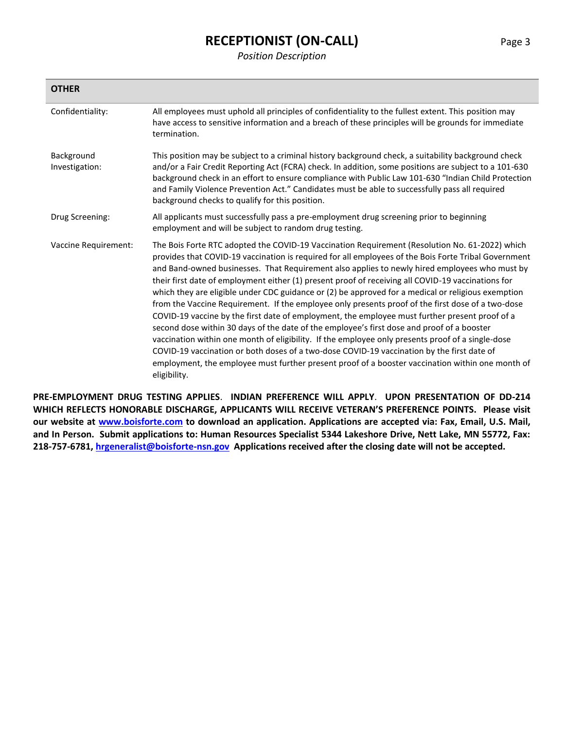# RECEPTIONIST (ON-CALL)

*Position Description*

| OTHER | |
|---|---|
| Confidentiality: | All employees must uphold all principles of confidentiality to the fullest extent. This position may have access to sensitive information and a breach of these principles will be grounds for immediate termination. |
| Background Investigation: | This position may be subject to a criminal history background check, a suitability background check and/or a Fair Credit Reporting Act (FCRA) check. In addition, some positions are subject to a 101-630 background check in an effort to ensure compliance with Public Law 101-630 "Indian Child Protection and Family Violence Prevention Act." Candidates must be able to successfully pass all required background checks to qualify for this position. |
| Drug Screening: | All applicants must successfully pass a pre-employment drug screening prior to beginning employment and will be subject to random drug testing. |
| Vaccine Requirement: | The Bois Forte RTC adopted the COVID-19 Vaccination Requirement (Resolution No. 61-2022) which provides that COVID-19 vaccination is required for all employees of the Bois Forte Tribal Government and Band-owned businesses. That Requirement also applies to newly hired employees who must by their first date of employment either (1) present proof of receiving all COVID-19 vaccinations for which they are eligible under CDC guidance or (2) be approved for a medical or religious exemption from the Vaccine Requirement. If the employee only presents proof of the first dose of a two-dose COVID-19 vaccine by the first date of employment, the employee must further present proof of a second dose within 30 days of the date of the employee's first dose and proof of a booster vaccination within one month of eligibility. If the employee only presents proof of a single-dose COVID-19 vaccination or both doses of a two-dose COVID-19 vaccination by the first date of employment, the employee must further present proof of a booster vaccination within one month of eligibility. |

**PRE-EMPLOYMENT DRUG TESTING APPLIES. INDIAN PREFERENCE WILL APPLY. UPON PRESENTATION OF DD-214 WHICH REFLECTS HONORABLE DISCHARGE, APPLICANTS WILL RECEIVE VETERAN'S PREFERENCE POINTS. Please visit our website at [www.boisforte.com](http://www.boisforte.com) to download an application. Applications are accepted via: Fax, Email, U.S. Mail, and In Person. Submit applications to: Human Resources Specialist 5344 Lakeshore Drive, Nett Lake, MN 55772, Fax: 218-757-6781, [hrgeneralist@boisforte-nsn.gov](mailto:hrgeneralist@boisforte-nsn.gov) Applications received after the closing date will not be accepted.**